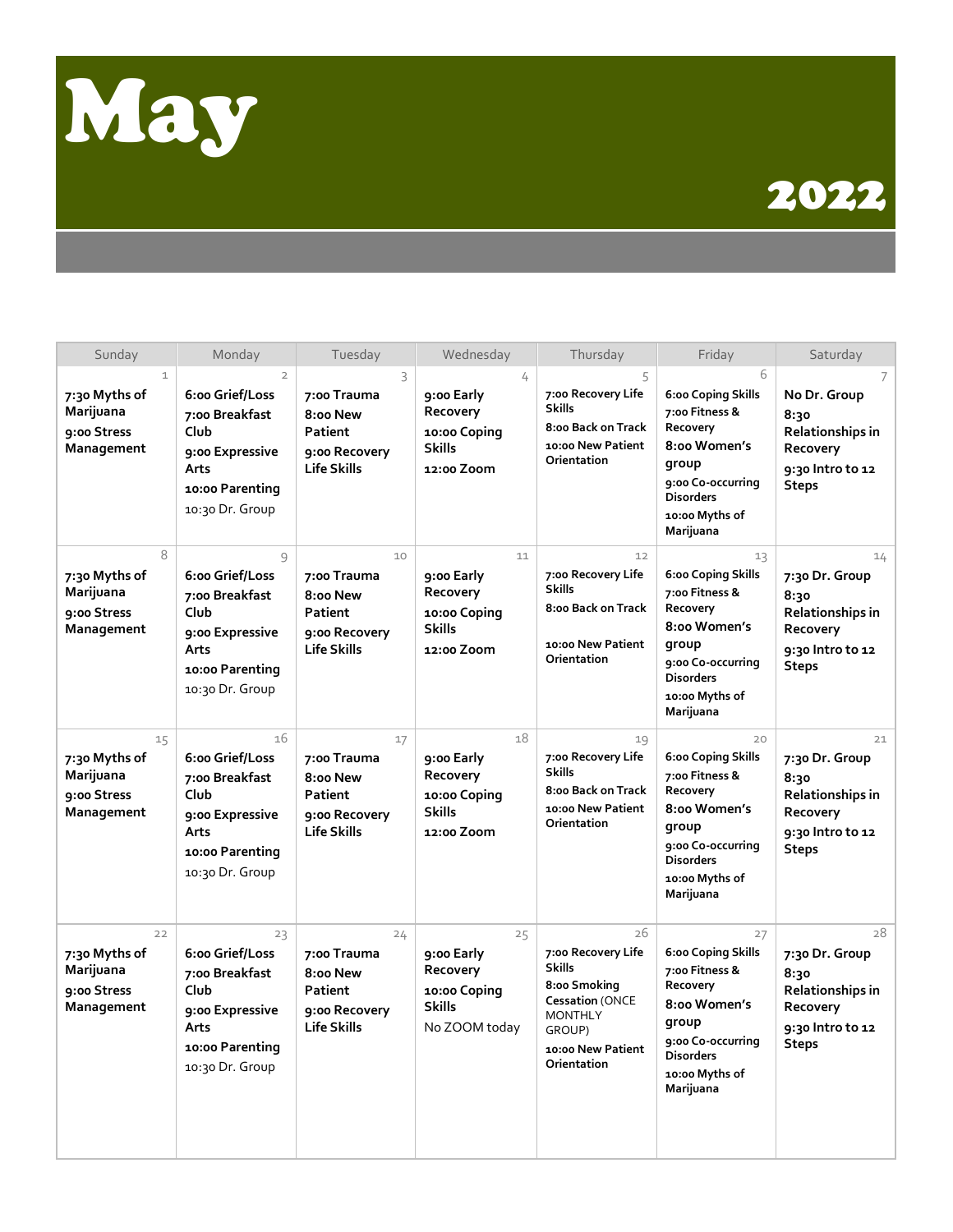# May

## 2022

| Sunday | Monday | Tuesday | Wednesday | Thursday | Friday | Saturday |
|---|---|---|---|---|---|---|
| 1<br>**7:30 Myths of Marijuana**<br>**9:00 Stress Management** | 2<br>**6:00 Grief/Loss**<br>**7:00 Breakfast Club**<br>**9:00 Expressive Arts**<br>**10:00 Parenting**<br>10:30 Dr. Group | 3<br>**7:00 Trauma**<br>**8:00 New Patient**<br>**9:00 Recovery Life Skills** | 4<br>**9:00 Early Recovery**<br>**10:00 Coping Skills**<br>**12:00 Zoom** | 5<br>**7:00 Recovery Life Skills**<br>**8:00 Back on Track**<br>**10:00 New Patient Orientation** | 6<br>**6:00 Coping Skills**<br>**7:00 Fitness & Recovery**<br>**8:00 Women's group**<br>**9:00 Co-occurring Disorders**<br>**10:00 Myths of Marijuana** | 7<br>**No Dr. Group**<br>**8:30 Relationships in Recovery**<br>**9:30 Intro to 12 Steps** |
| 8<br>**7:30 Myths of Marijuana**<br>**9:00 Stress Management** | 9<br>**6:00 Grief/Loss**<br>**7:00 Breakfast Club**<br>**9:00 Expressive Arts**<br>**10:00 Parenting**<br>10:30 Dr. Group | 10<br>**7:00 Trauma**<br>**8:00 New Patient**<br>**9:00 Recovery Life Skills** | 11<br>**9:00 Early Recovery**<br>**10:00 Coping Skills**<br>**12:00 Zoom** | 12<br>**7:00 Recovery Life Skills**<br>**8:00 Back on Track**<br>**10:00 New Patient Orientation** | 13<br>**6:00 Coping Skills**<br>**7:00 Fitness & Recovery**<br>**8:00 Women's group**<br>**9:00 Co-occurring Disorders**<br>**10:00 Myths of Marijuana** | 14<br>**7:30 Dr. Group**<br>**8:30 Relationships in Recovery**<br>**9:30 Intro to 12 Steps** |
| 15<br>**7:30 Myths of Marijuana**<br>**9:00 Stress Management** | 16<br>**6:00 Grief/Loss**<br>**7:00 Breakfast Club**<br>**9:00 Expressive Arts**<br>**10:00 Parenting**<br>10:30 Dr. Group | 17<br>**7:00 Trauma**<br>**8:00 New Patient**<br>**9:00 Recovery Life Skills** | 18<br>**9:00 Early Recovery**<br>**10:00 Coping Skills**<br>**12:00 Zoom** | 19<br>**7:00 Recovery Life Skills**<br>**8:00 Back on Track**<br>**10:00 New Patient Orientation** | 20<br>**6:00 Coping Skills**<br>**7:00 Fitness & Recovery**<br>**8:00 Women's group**<br>**9:00 Co-occurring Disorders**<br>**10:00 Myths of Marijuana** | 21<br>**7:30 Dr. Group**<br>**8:30 Relationships in Recovery**<br>**9:30 Intro to 12 Steps** |
| 22<br>**7:30 Myths of Marijuana**<br>**9:00 Stress Management** | 23<br>**6:00 Grief/Loss**<br>**7:00 Breakfast Club**<br>**9:00 Expressive Arts**<br>**10:00 Parenting**<br>10:30 Dr. Group | 24<br>**7:00 Trauma**<br>**8:00 New Patient**<br>**9:00 Recovery Life Skills** | 25<br>**9:00 Early Recovery**<br>**10:00 Coping Skills**<br>No ZOOM today | 26<br>**7:00 Recovery Life Skills**<br>**8:00 Smoking Cessation** (ONCE MONTHLY GROUP)<br>**10:00 New Patient Orientation** | 27<br>**6:00 Coping Skills**<br>**7:00 Fitness & Recovery**<br>**8:00 Women's group**<br>**9:00 Co-occurring Disorders**<br>**10:00 Myths of Marijuana** | 28<br>**7:30 Dr. Group**<br>**8:30 Relationships in Recovery**<br>**9:30 Intro to 12 Steps** |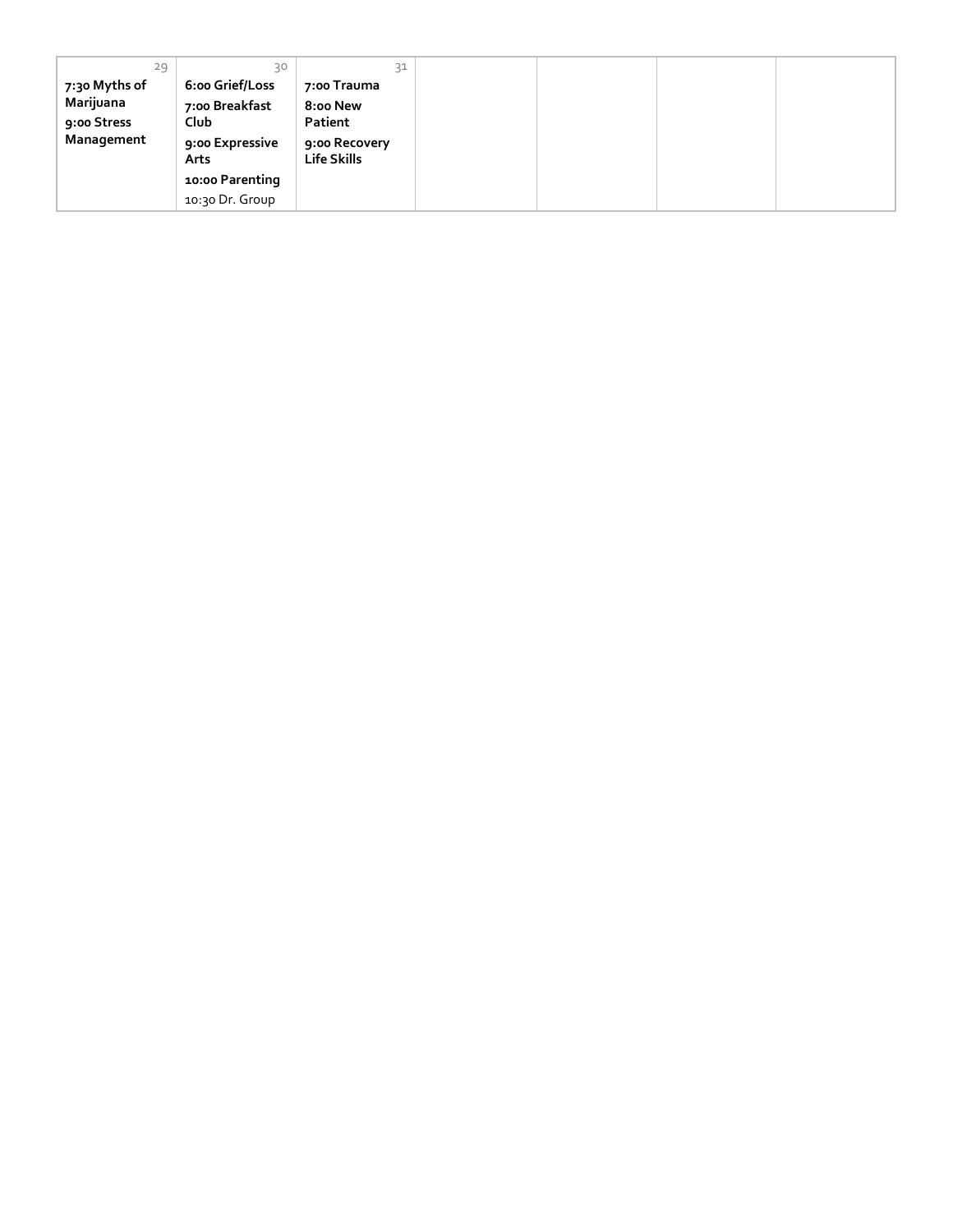| | | | | | | |
|---|---|---|---|---|---|---|
| 29<br>**7:30 Myths of Marijuana**<br>**9:00 Stress Management** | 30<br>**6:00 Grief/Loss**<br>**7:00 Breakfast Club**<br>**9:00 Expressive Arts**<br>**10:00 Parenting**<br>10:30 Dr. Group | 31<br>**7:00 Trauma**<br>**8:00 New Patient**<br>**9:00 Recovery Life Skills** | | | | |